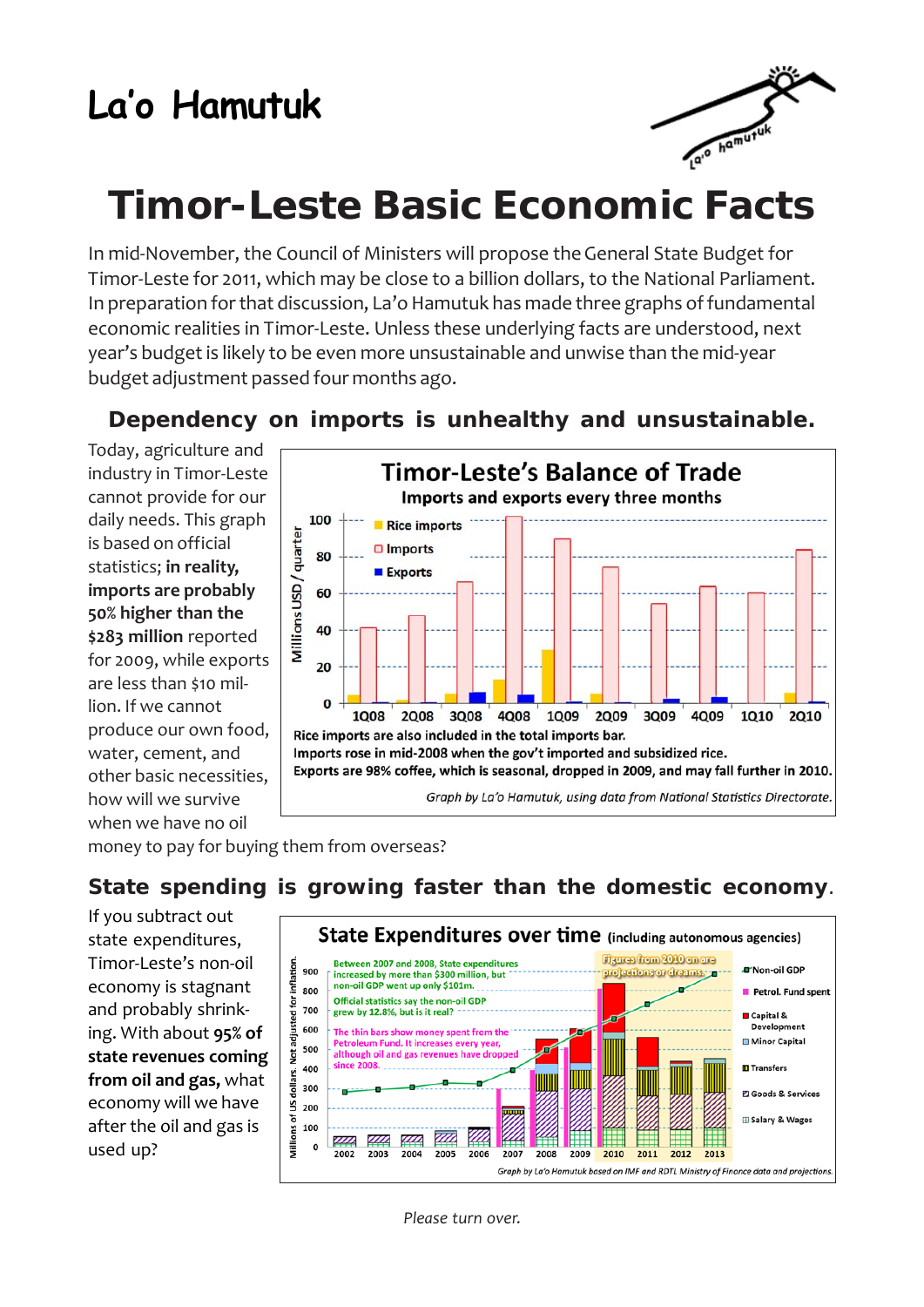La'o Hamutuk

# Timor-Leste Basic Economic Facts

In mid-November, the Council of Ministers will propose the General State Budget for Timor-Leste for 2011, which may be close to a billion dollars, to the National Parliament. In preparation for that discussion, La'o Hamutuk has made three graphs of fundamental economic realities in Timor-Leste. Unless these underlying facts are understood, next year's budget is likely to be even more unsustainable and unwise than the mid-year budget adjustment passed four months ago.

## Dependency on imports is unhealthy and unsustainable.

Today, agriculture and industry in Timor-Leste cannot provide for our daily needs. This graph is based on official statistics; **in reality, imports are probably 50% higher than the $283 million** reported for 2009, while exports are less than $10 million. If we cannot produce our own food, water, cement, and other basic necessities, how will we survive when we have no oil money to pay for buying them from overseas?

**Timor-Leste's Balance of Trade**

Imports and exports every three months

Rice imports are also included in the total imports bar.
Imports rose in mid-2008 when the gov't imported and subsidized rice.
Exports are 98% coffee, which is seasonal, dropped in 2009, and may fall further in 2010.

*Graph by La'o Hamutuk, using data from National Statistics Directorate.*

## State spending is growing faster than the domestic economy.

If you subtract out state expenditures, Timor-Leste's non-oil economy is stagnant and probably shrinking. With about **95% of state revenues coming from oil and gas,** what economy will we have after the oil and gas is used up?

**State Expenditures over time** (including autonomous agencies)

Between 2007 and 2008, State expenditures increased by more than $300 million, but non-oil GDP went up only $101m.

Official statistics say the non-oil GDP grew by 12.8%, but is it real?

The thin bars show money spent from the Petroleum Fund. It increases every year, although oil and gas revenues have dropped since 2008.

Figures from 2010 on are projections or dreams.

*Graph by La'o Hamutuk based on IMF and RDTL Ministry of Finance data and projections.*

*Please turn over.*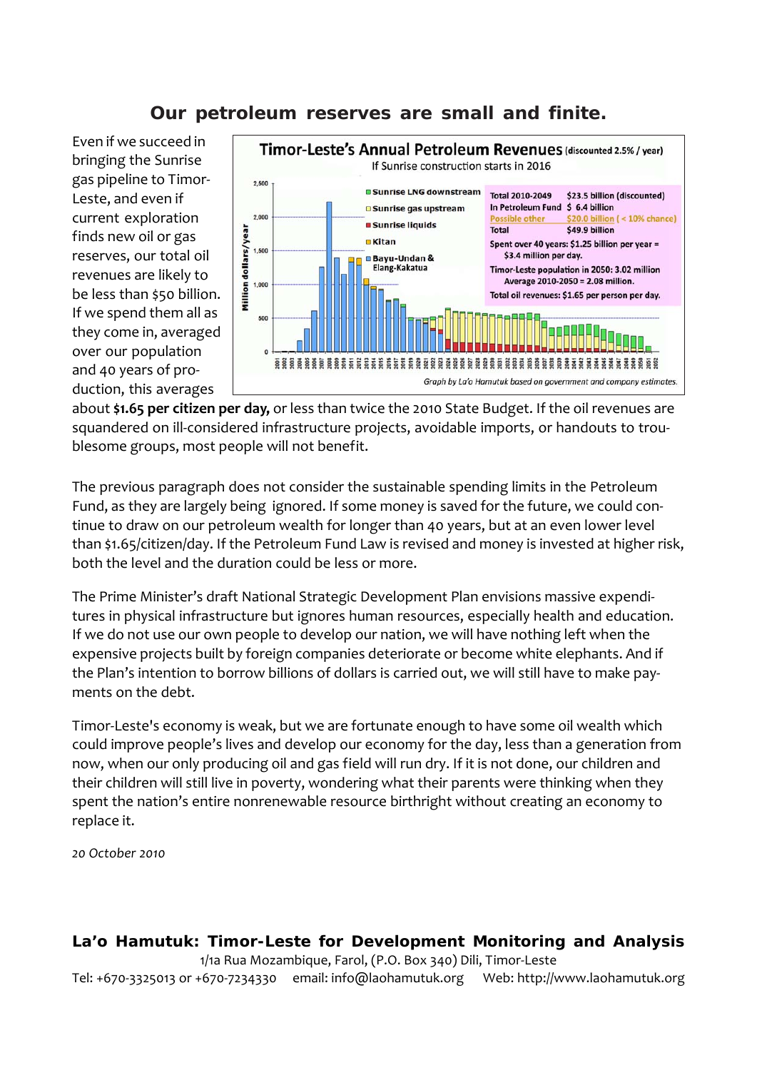## Our petroleum reserves are small and finite.

Even if we succeed in bringing the Sunrise gas pipeline to Timor-Leste, and even if current exploration finds new oil or gas reserves, our total oil revenues are likely to be less than $50 billion. If we spend them all as they come in, averaged over our population and 40 years of production, this averages about **$1.65 per citizen per day,** or less than twice the 2010 State Budget. If the oil revenues are squandered on ill-considered infrastructure projects, avoidable imports, or handouts to troublesome groups, most people will not benefit.

**Timor-Leste's Annual Petroleum Revenues** (discounted 2.5% / year)

If Sunrise construction starts in 2016

Million dollars/year

2,500
2,000
1,500
1,000
500
0

Sunrise LNG downstream
Sunrise gas upstream
Sunrise liquids
Kitan
Bayu-Undan & Elang-Kakatua

Total 2010-2049 $23.5 billion (discounted)
In Petroleum Fund $ 6.4 billion
Possible other $20.0 billion (< 10% chance)
Total $49.9 billion

Spent over 40 years: $1.25 billion per year = $3.4 million per day.

Timor-Leste population in 2050: 3.02 million
Average 2010-2050 = 2.08 million.

Total oil revenues: $1.65 per person per day.

2001 2002 2003 2004 2005 2006 2007 2008 2009 2010 2011 2012 2013 2014 2015 2016 2017 2018 2019 2020 2021 2022 2023 2024 2025 2026 2027 2028 2029 2030 2031 2032 2033 2034 2035 2036 2037 2038 2039 2040 2041 2042 2043 2044 2045 2046 2047 2048 2049 2050 2051 2052

*Graph by La'o Hamutuk based on government and company estimates.*

The previous paragraph does not consider the sustainable spending limits in the Petroleum Fund, as they are largely being ignored. If some money is saved for the future, we could continue to draw on our petroleum wealth for longer than 40 years, but at an even lower level than $1.65/citizen/day. If the Petroleum Fund Law is revised and money is invested at higher risk, both the level and the duration could be less or more.

The Prime Minister's draft National Strategic Development Plan envisions massive expenditures in physical infrastructure but ignores human resources, especially health and education. If we do not use our own people to develop our nation, we will have nothing left when the expensive projects built by foreign companies deteriorate or become white elephants. And if the Plan's intention to borrow billions of dollars is carried out, we will still have to make payments on the debt.

Timor-Leste's economy is weak, but we are fortunate enough to have some oil wealth which could improve people's lives and develop our economy for the day, less than a generation from now, when our only producing oil and gas field will run dry. If it is not done, our children and their children will still live in poverty, wondering what their parents were thinking when they spent the nation's entire nonrenewable resource birthright without creating an economy to replace it.

*20 October 2010*

**La'o Hamutuk: Timor-Leste for Development Monitoring and Analysis**
1/1a Rua Mozambique, Farol, (P.O. Box 340) Dili, Timor-Leste
Tel: +670-3325013 or +670-7234330 email: info@laohamutuk.org Web: http://www.laohamutuk.org